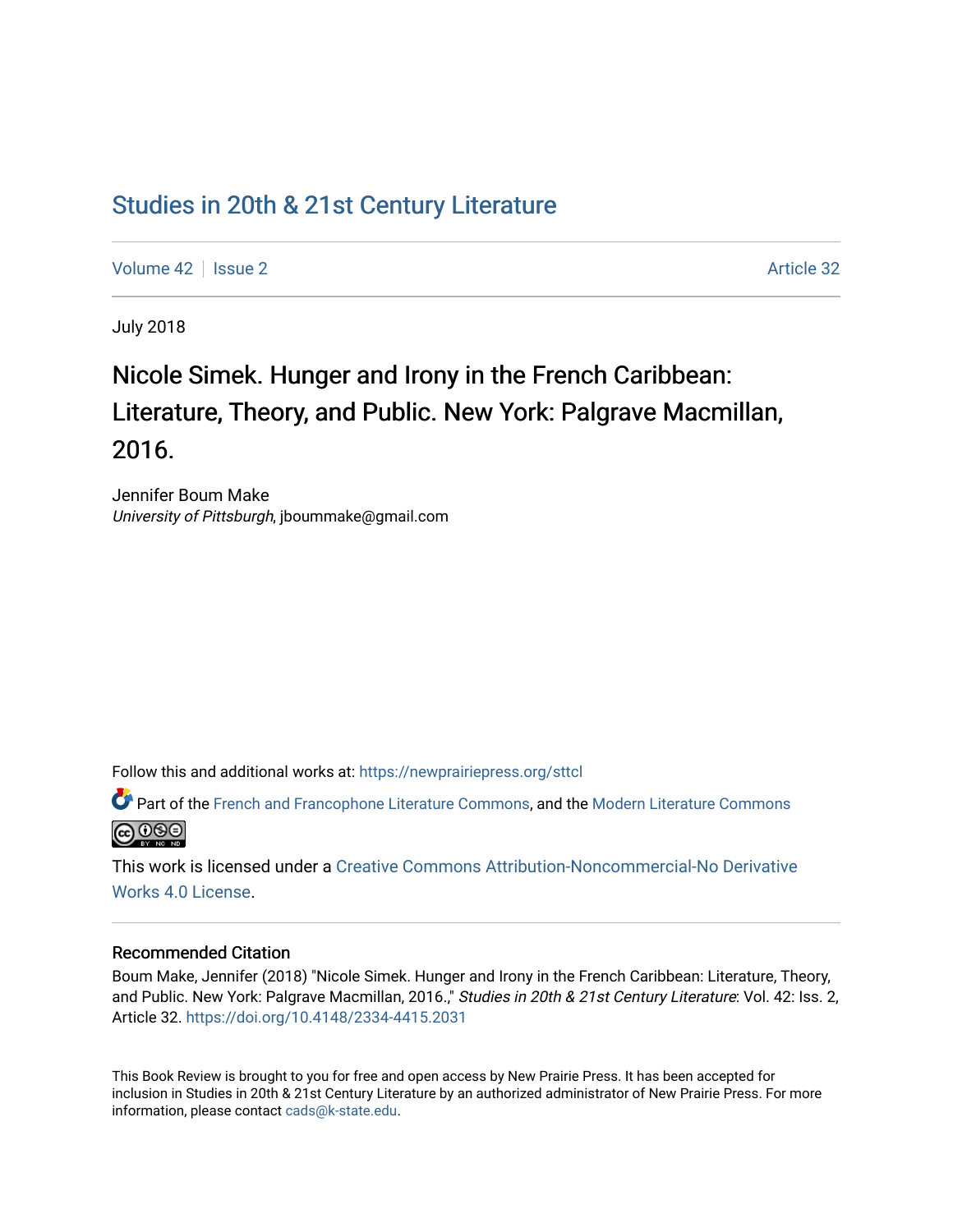# Studies in 20th & 21st Century Literature

Volume 42 | Issue 2 | Article 32

July 2018

## Nicole Simek. Hunger and Irony in the French Caribbean: Literature, Theory, and Public. New York: Palgrave Macmillan, 2016.

Jennifer Boum Make
*University of Pittsburgh*, jboummake@gmail.com

Follow this and additional works at: https://newprairiepress.org/sttcl

Part of the French and Francophone Literature Commons, and the Modern Literature Commons

This work is licensed under a Creative Commons Attribution-Noncommercial-No Derivative Works 4.0 License.

### Recommended Citation

Boum Make, Jennifer (2018) "Nicole Simek. Hunger and Irony in the French Caribbean: Literature, Theory, and Public. New York: Palgrave Macmillan, 2016.," *Studies in 20th & 21st Century Literature*: Vol. 42: Iss. 2, Article 32. https://doi.org/10.4148/2334-4415.2031

This Book Review is brought to you for free and open access by New Prairie Press. It has been accepted for inclusion in Studies in 20th & 21st Century Literature by an authorized administrator of New Prairie Press. For more information, please contact cads@k-state.edu.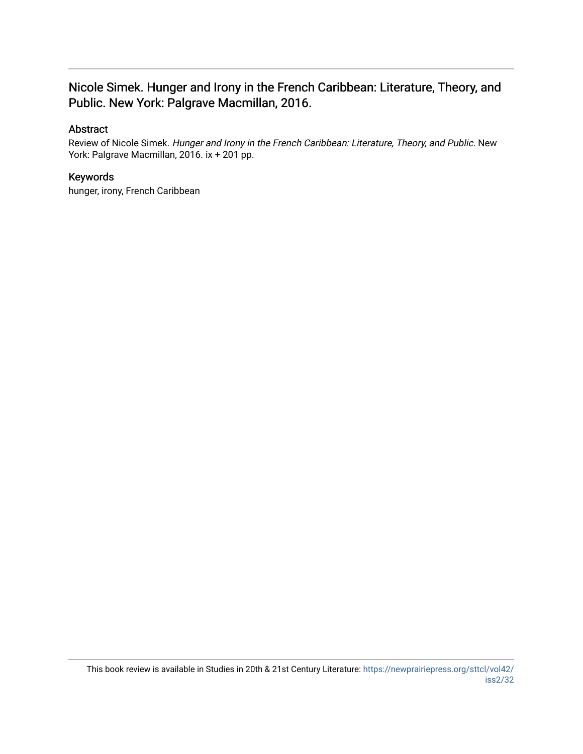# Nicole Simek. Hunger and Irony in the French Caribbean: Literature, Theory, and Public. New York: Palgrave Macmillan, 2016.

## Abstract

Review of Nicole Simek. *Hunger and Irony in the French Caribbean: Literature, Theory, and Public.* New York: Palgrave Macmillan, 2016. ix + 201 pp.

## Keywords

hunger, irony, French Caribbean

This book review is available in Studies in 20th & 21st Century Literature: https://newprairiepress.org/sttcl/vol42/iss2/32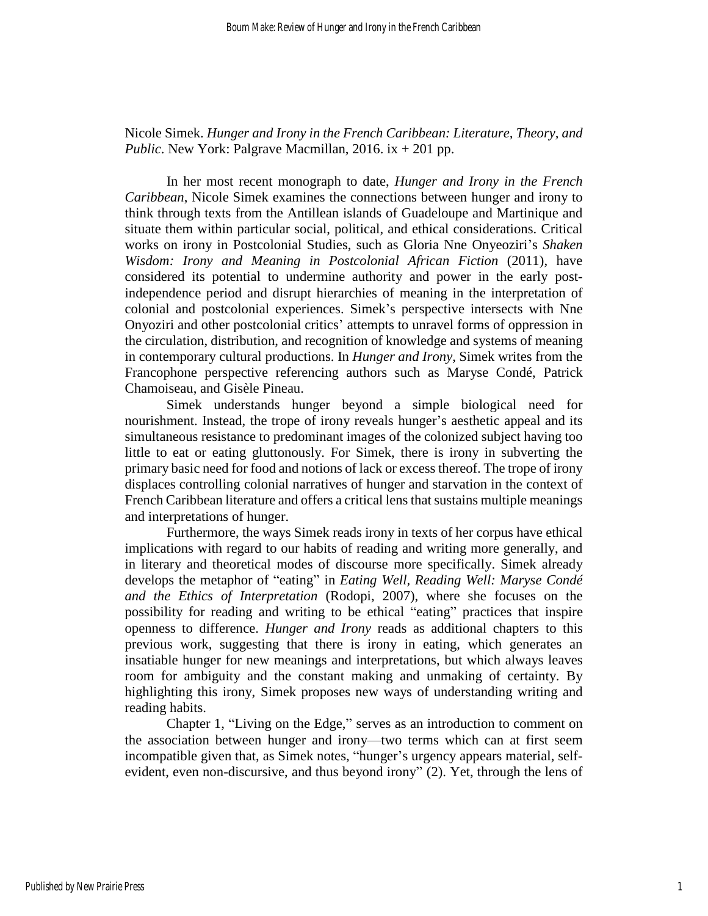Nicole Simek. *Hunger and Irony in the French Caribbean: Literature, Theory, and Public*. New York: Palgrave Macmillan, 2016. ix + 201 pp.

In her most recent monograph to date, *Hunger and Irony in the French Caribbean*, Nicole Simek examines the connections between hunger and irony to think through texts from the Antillean islands of Guadeloupe and Martinique and situate them within particular social, political, and ethical considerations. Critical works on irony in Postcolonial Studies, such as Gloria Nne Onyeoziri's *Shaken Wisdom: Irony and Meaning in Postcolonial African Fiction* (2011), have considered its potential to undermine authority and power in the early post-independence period and disrupt hierarchies of meaning in the interpretation of colonial and postcolonial experiences. Simek's perspective intersects with Nne Onyoziri and other postcolonial critics' attempts to unravel forms of oppression in the circulation, distribution, and recognition of knowledge and systems of meaning in contemporary cultural productions. In *Hunger and Irony*, Simek writes from the Francophone perspective referencing authors such as Maryse Condé, Patrick Chamoiseau, and Gisèle Pineau.

Simek understands hunger beyond a simple biological need for nourishment. Instead, the trope of irony reveals hunger's aesthetic appeal and its simultaneous resistance to predominant images of the colonized subject having too little to eat or eating gluttonously. For Simek, there is irony in subverting the primary basic need for food and notions of lack or excess thereof. The trope of irony displaces controlling colonial narratives of hunger and starvation in the context of French Caribbean literature and offers a critical lens that sustains multiple meanings and interpretations of hunger.

Furthermore, the ways Simek reads irony in texts of her corpus have ethical implications with regard to our habits of reading and writing more generally, and in literary and theoretical modes of discourse more specifically. Simek already develops the metaphor of "eating" in *Eating Well, Reading Well: Maryse Condé and the Ethics of Interpretation* (Rodopi, 2007), where she focuses on the possibility for reading and writing to be ethical "eating" practices that inspire openness to difference. *Hunger and Irony* reads as additional chapters to this previous work, suggesting that there is irony in eating, which generates an insatiable hunger for new meanings and interpretations, but which always leaves room for ambiguity and the constant making and unmaking of certainty. By highlighting this irony, Simek proposes new ways of understanding writing and reading habits.

Chapter 1, "Living on the Edge," serves as an introduction to comment on the association between hunger and irony—two terms which can at first seem incompatible given that, as Simek notes, "hunger's urgency appears material, self-evident, even non-discursive, and thus beyond irony" (2). Yet, through the lens of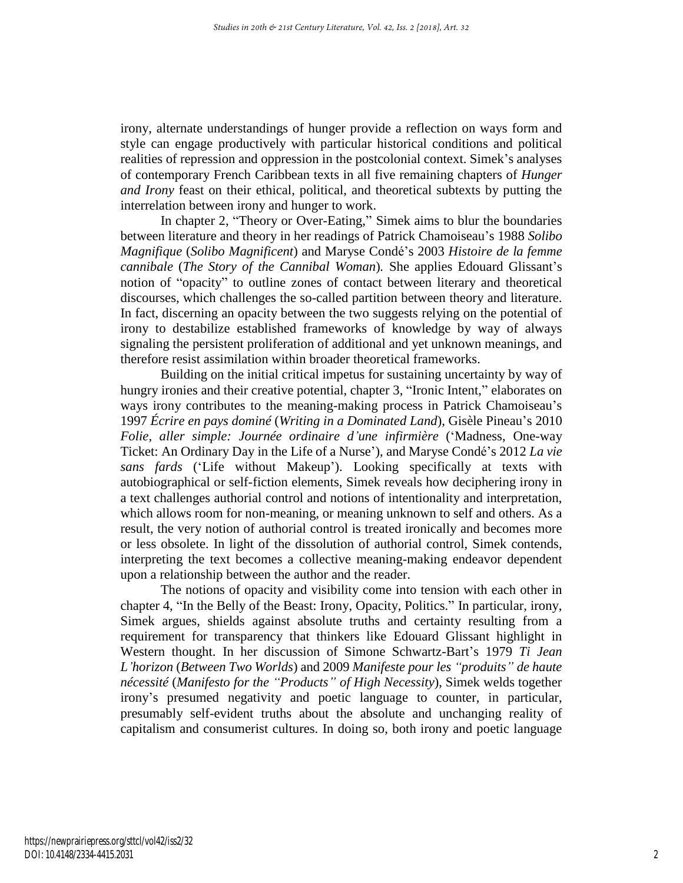irony, alternate understandings of hunger provide a reflection on ways form and style can engage productively with particular historical conditions and political realities of repression and oppression in the postcolonial context. Simek's analyses of contemporary French Caribbean texts in all five remaining chapters of *Hunger and Irony* feast on their ethical, political, and theoretical subtexts by putting the interrelation between irony and hunger to work.

In chapter 2, "Theory or Over-Eating," Simek aims to blur the boundaries between literature and theory in her readings of Patrick Chamoiseau's 1988 *Solibo Magnifique* (*Solibo Magnificent*) and Maryse Condé's 2003 *Histoire de la femme cannibale* (*The Story of the Cannibal Woman*). She applies Edouard Glissant's notion of "opacity" to outline zones of contact between literary and theoretical discourses, which challenges the so-called partition between theory and literature. In fact, discerning an opacity between the two suggests relying on the potential of irony to destabilize established frameworks of knowledge by way of always signaling the persistent proliferation of additional and yet unknown meanings, and therefore resist assimilation within broader theoretical frameworks.

Building on the initial critical impetus for sustaining uncertainty by way of hungry ironies and their creative potential, chapter 3, "Ironic Intent," elaborates on ways irony contributes to the meaning-making process in Patrick Chamoiseau's 1997 *Écrire en pays dominé* (*Writing in a Dominated Land*), Gisèle Pineau's 2010 *Folie, aller simple: Journée ordinaire d'une infirmière* ('Madness, One-way Ticket: An Ordinary Day in the Life of a Nurse'), and Maryse Condé's 2012 *La vie sans fards* ('Life without Makeup'). Looking specifically at texts with autobiographical or self-fiction elements, Simek reveals how deciphering irony in a text challenges authorial control and notions of intentionality and interpretation, which allows room for non-meaning, or meaning unknown to self and others. As a result, the very notion of authorial control is treated ironically and becomes more or less obsolete. In light of the dissolution of authorial control, Simek contends, interpreting the text becomes a collective meaning-making endeavor dependent upon a relationship between the author and the reader.

The notions of opacity and visibility come into tension with each other in chapter 4, "In the Belly of the Beast: Irony, Opacity, Politics." In particular, irony, Simek argues, shields against absolute truths and certainty resulting from a requirement for transparency that thinkers like Edouard Glissant highlight in Western thought. In her discussion of Simone Schwartz-Bart's 1979 *Ti Jean L'horizon* (*Between Two Worlds*) and 2009 *Manifeste pour les "produits" de haute nécessité* (*Manifesto for the "Products" of High Necessity*), Simek welds together irony's presumed negativity and poetic language to counter, in particular, presumably self-evident truths about the absolute and unchanging reality of capitalism and consumerist cultures. In doing so, both irony and poetic language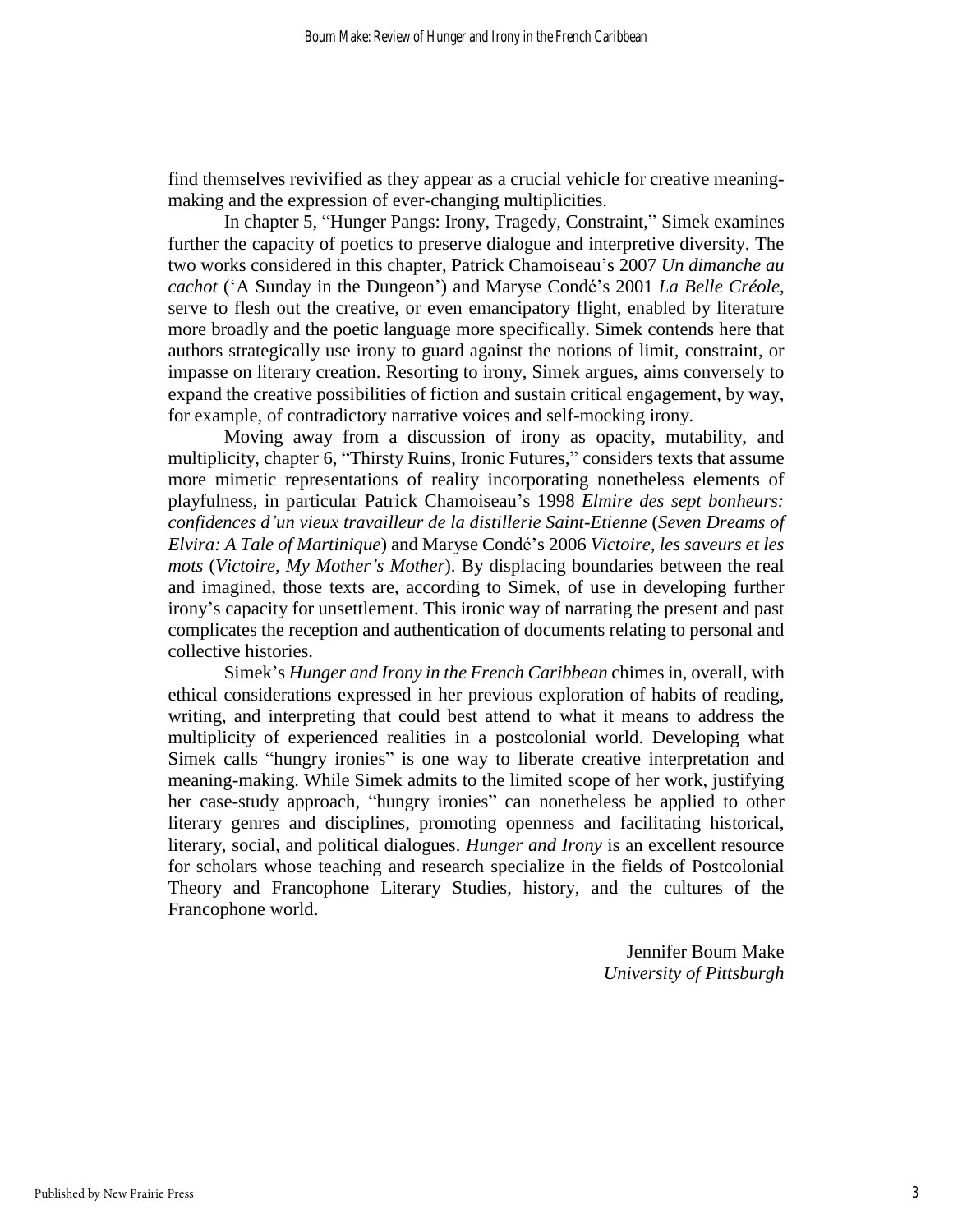find themselves revivified as they appear as a crucial vehicle for creative meaning-making and the expression of ever-changing multiplicities.

In chapter 5, "Hunger Pangs: Irony, Tragedy, Constraint," Simek examines further the capacity of poetics to preserve dialogue and interpretive diversity. The two works considered in this chapter, Patrick Chamoiseau's 2007 *Un dimanche au cachot* ('A Sunday in the Dungeon') and Maryse Condé's 2001 *La Belle Créole*, serve to flesh out the creative, or even emancipatory flight, enabled by literature more broadly and the poetic language more specifically. Simek contends here that authors strategically use irony to guard against the notions of limit, constraint, or impasse on literary creation. Resorting to irony, Simek argues, aims conversely to expand the creative possibilities of fiction and sustain critical engagement, by way, for example, of contradictory narrative voices and self-mocking irony.

Moving away from a discussion of irony as opacity, mutability, and multiplicity, chapter 6, "Thirsty Ruins, Ironic Futures," considers texts that assume more mimetic representations of reality incorporating nonetheless elements of playfulness, in particular Patrick Chamoiseau's 1998 *Elmire des sept bonheurs: confidences d'un vieux travailleur de la distillerie Saint-Etienne* (*Seven Dreams of Elvira: A Tale of Martinique*) and Maryse Condé's 2006 *Victoire, les saveurs et les mots* (*Victoire, My Mother's Mother*). By displacing boundaries between the real and imagined, those texts are, according to Simek, of use in developing further irony's capacity for unsettlement. This ironic way of narrating the present and past complicates the reception and authentication of documents relating to personal and collective histories.

Simek's *Hunger and Irony in the French Caribbean* chimes in, overall, with ethical considerations expressed in her previous exploration of habits of reading, writing, and interpreting that could best attend to what it means to address the multiplicity of experienced realities in a postcolonial world. Developing what Simek calls "hungry ironies" is one way to liberate creative interpretation and meaning-making. While Simek admits to the limited scope of her work, justifying her case-study approach, "hungry ironies" can nonetheless be applied to other literary genres and disciplines, promoting openness and facilitating historical, literary, social, and political dialogues. *Hunger and Irony* is an excellent resource for scholars whose teaching and research specialize in the fields of Postcolonial Theory and Francophone Literary Studies, history, and the cultures of the Francophone world.

Jennifer Boum Make
*University of Pittsburgh*